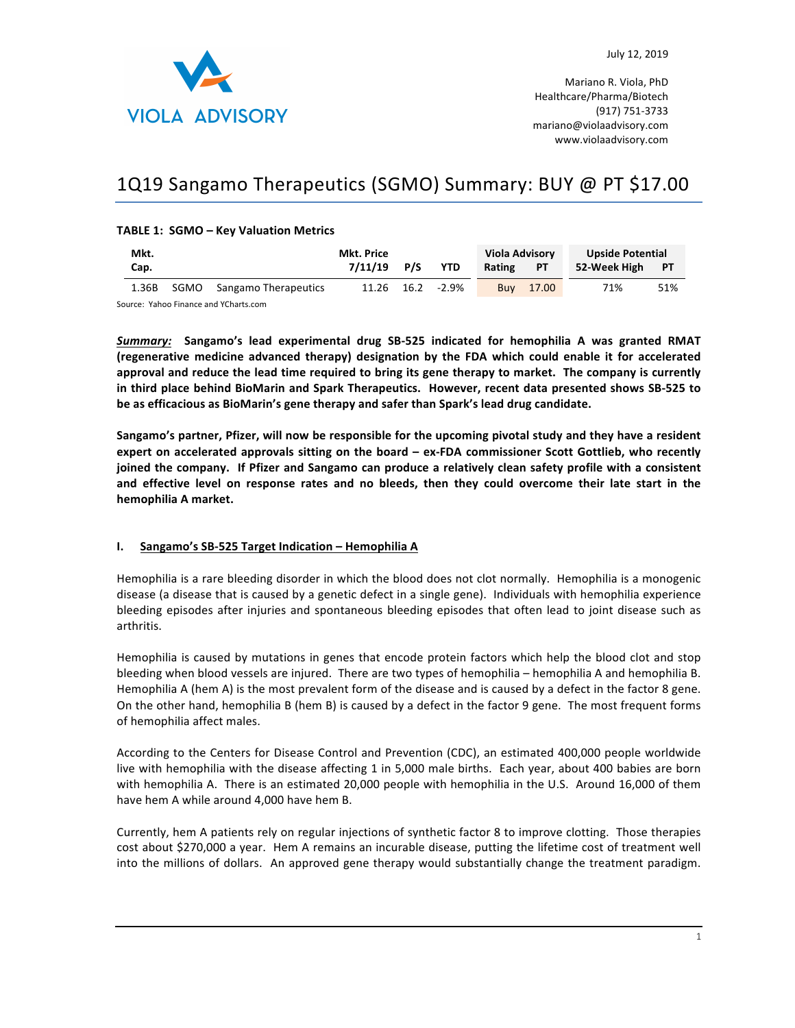July 12, 2019

Mariano R. Viola, PhD
Healthcare/Pharma/Biotech
(917) 751-3733
mariano@violaadvisory.com
www.violaadvisory.com

# 1Q19 Sangamo Therapeutics (SGMO) Summary: BUY @ PT $17.00

**TABLE 1: SGMO – Key Valuation Metrics**

| Mkt. Cap. | | | Mkt. Price 7/11/19 | P/S | YTD | Viola Advisory Rating | PT | Upside Potential 52-Week High | PT |
|---|---|---|---|---|---|---|---|---|---|
| 1.36B | SGMO | Sangamo Therapeutics | 11.26 | 16.2 | -2.9% | Buy | 17.00 | 71% | 51% |

Source: Yahoo Finance and YCharts.com

***Summary:*** **Sangamo's lead experimental drug SB-525 indicated for hemophilia A was granted RMAT (regenerative medicine advanced therapy) designation by the FDA which could enable it for accelerated approval and reduce the lead time required to bring its gene therapy to market. The company is currently in third place behind BioMarin and Spark Therapeutics. However, recent data presented shows SB-525 to be as efficacious as BioMarin's gene therapy and safer than Spark's lead drug candidate.**

**Sangamo's partner, Pfizer, will now be responsible for the upcoming pivotal study and they have a resident expert on accelerated approvals sitting on the board – ex-FDA commissioner Scott Gottlieb, who recently joined the company. If Pfizer and Sangamo can produce a relatively clean safety profile with a consistent and effective level on response rates and no bleeds, then they could overcome their late start in the hemophilia A market.**

## I. Sangamo's SB-525 Target Indication – Hemophilia A

Hemophilia is a rare bleeding disorder in which the blood does not clot normally. Hemophilia is a monogenic disease (a disease that is caused by a genetic defect in a single gene). Individuals with hemophilia experience bleeding episodes after injuries and spontaneous bleeding episodes that often lead to joint disease such as arthritis.

Hemophilia is caused by mutations in genes that encode protein factors which help the blood clot and stop bleeding when blood vessels are injured. There are two types of hemophilia – hemophilia A and hemophilia B. Hemophilia A (hem A) is the most prevalent form of the disease and is caused by a defect in the factor 8 gene. On the other hand, hemophilia B (hem B) is caused by a defect in the factor 9 gene. The most frequent forms of hemophilia affect males.

According to the Centers for Disease Control and Prevention (CDC), an estimated 400,000 people worldwide live with hemophilia with the disease affecting 1 in 5,000 male births. Each year, about 400 babies are born with hemophilia A. There is an estimated 20,000 people with hemophilia in the U.S. Around 16,000 of them have hem A while around 4,000 have hem B.

Currently, hem A patients rely on regular injections of synthetic factor 8 to improve clotting. Those therapies cost about $270,000 a year. Hem A remains an incurable disease, putting the lifetime cost of treatment well into the millions of dollars. An approved gene therapy would substantially change the treatment paradigm.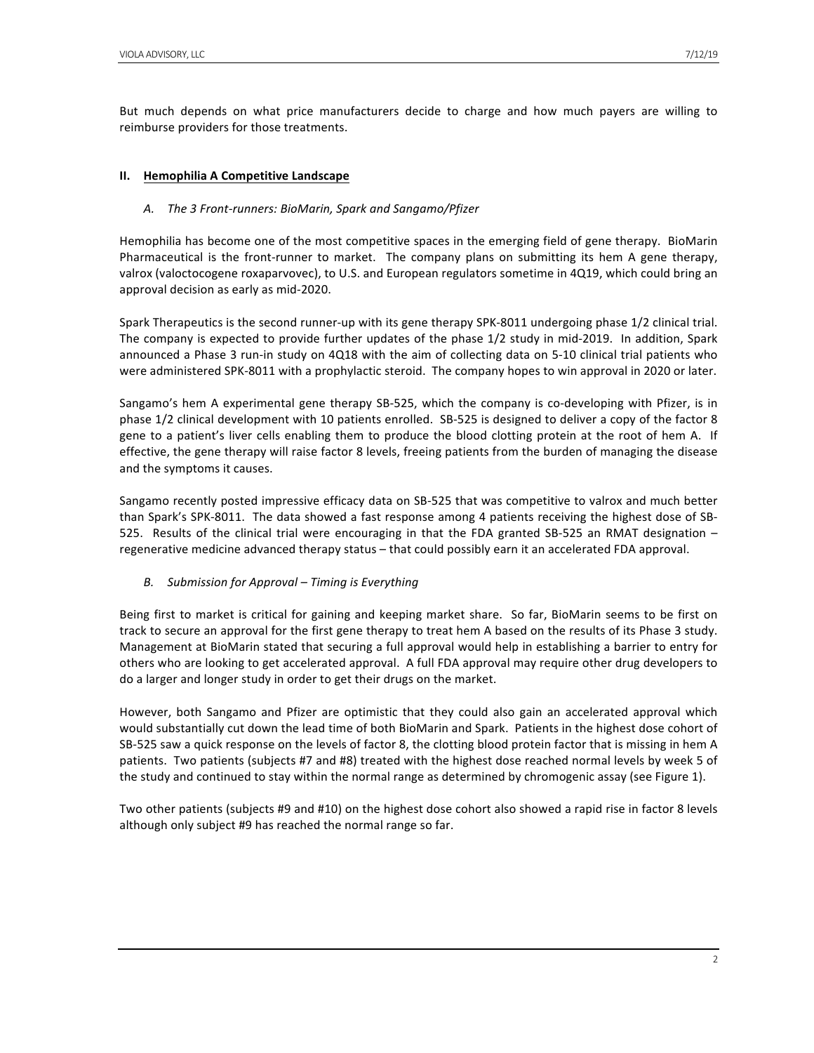But much depends on what price manufacturers decide to charge and how much payers are willing to reimburse providers for those treatments.

## II. Hemophilia A Competitive Landscape

### *A. The 3 Front-runners: BioMarin, Spark and Sangamo/Pfizer*

Hemophilia has become one of the most competitive spaces in the emerging field of gene therapy. BioMarin Pharmaceutical is the front-runner to market. The company plans on submitting its hem A gene therapy, valrox (valoctocogene roxaparvovec), to U.S. and European regulators sometime in 4Q19, which could bring an approval decision as early as mid-2020.

Spark Therapeutics is the second runner-up with its gene therapy SPK-8011 undergoing phase 1/2 clinical trial. The company is expected to provide further updates of the phase 1/2 study in mid-2019. In addition, Spark announced a Phase 3 run-in study on 4Q18 with the aim of collecting data on 5-10 clinical trial patients who were administered SPK-8011 with a prophylactic steroid. The company hopes to win approval in 2020 or later.

Sangamo's hem A experimental gene therapy SB-525, which the company is co-developing with Pfizer, is in phase 1/2 clinical development with 10 patients enrolled. SB-525 is designed to deliver a copy of the factor 8 gene to a patient's liver cells enabling them to produce the blood clotting protein at the root of hem A. If effective, the gene therapy will raise factor 8 levels, freeing patients from the burden of managing the disease and the symptoms it causes.

Sangamo recently posted impressive efficacy data on SB-525 that was competitive to valrox and much better than Spark's SPK-8011. The data showed a fast response among 4 patients receiving the highest dose of SB-525. Results of the clinical trial were encouraging in that the FDA granted SB-525 an RMAT designation – regenerative medicine advanced therapy status – that could possibly earn it an accelerated FDA approval.

### *B. Submission for Approval – Timing is Everything*

Being first to market is critical for gaining and keeping market share. So far, BioMarin seems to be first on track to secure an approval for the first gene therapy to treat hem A based on the results of its Phase 3 study. Management at BioMarin stated that securing a full approval would help in establishing a barrier to entry for others who are looking to get accelerated approval. A full FDA approval may require other drug developers to do a larger and longer study in order to get their drugs on the market.

However, both Sangamo and Pfizer are optimistic that they could also gain an accelerated approval which would substantially cut down the lead time of both BioMarin and Spark. Patients in the highest dose cohort of SB-525 saw a quick response on the levels of factor 8, the clotting blood protein factor that is missing in hem A patients. Two patients (subjects #7 and #8) treated with the highest dose reached normal levels by week 5 of the study and continued to stay within the normal range as determined by chromogenic assay (see Figure 1).

Two other patients (subjects #9 and #10) on the highest dose cohort also showed a rapid rise in factor 8 levels although only subject #9 has reached the normal range so far.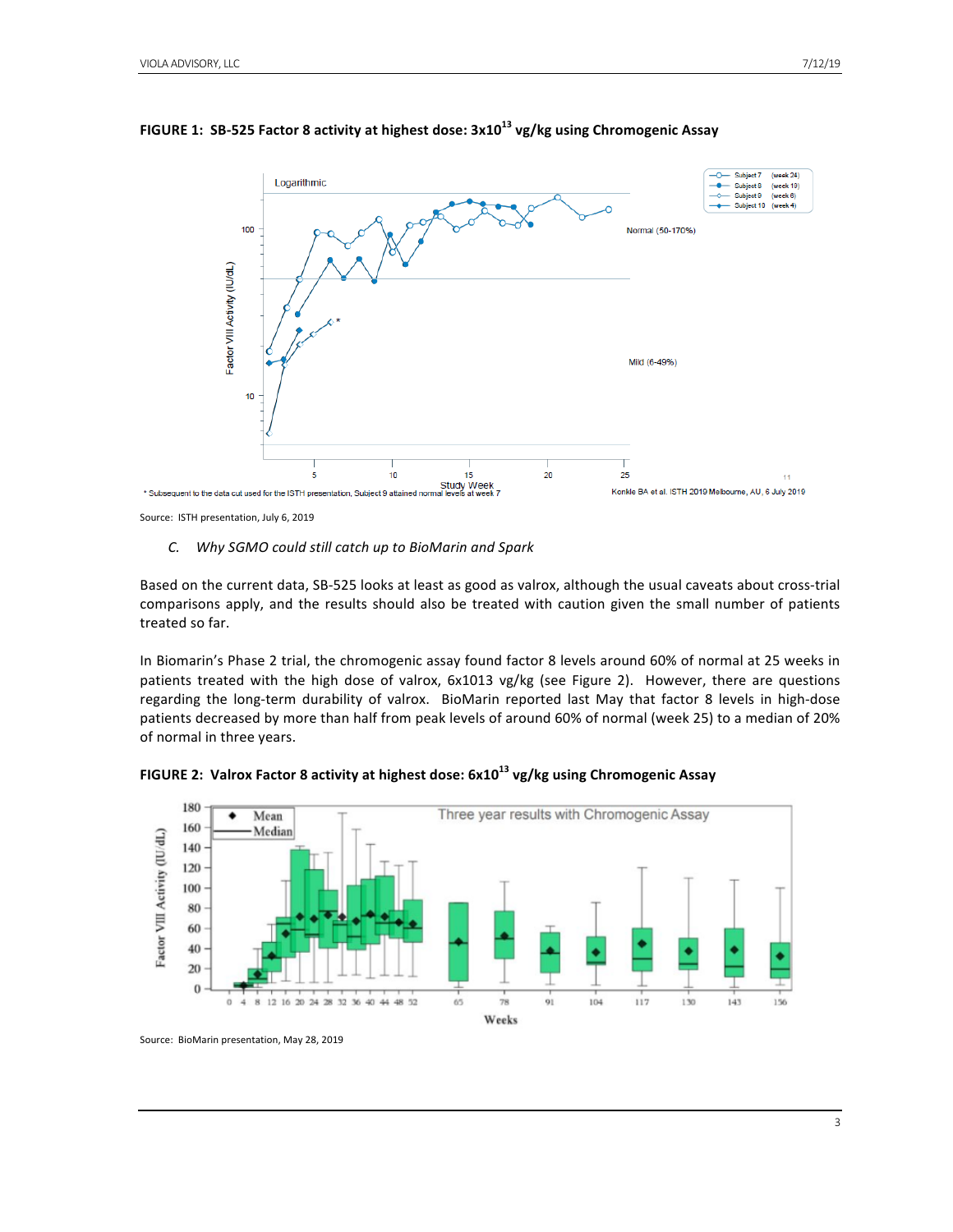**FIGURE 1: SB-525 Factor 8 activity at highest dose: $3x10^{13}$ vg/kg using Chromogenic Assay**

Source: ISTH presentation, July 6, 2019

### *C. Why SGMO could still catch up to BioMarin and Spark*

Based on the current data, SB-525 looks at least as good as valrox, although the usual caveats about cross-trial comparisons apply, and the results should also be treated with caution given the small number of patients treated so far.

In Biomarin's Phase 2 trial, the chromogenic assay found factor 8 levels around 60% of normal at 25 weeks in patients treated with the high dose of valrox, 6x1013 vg/kg (see Figure 2). However, there are questions regarding the long-term durability of valrox. BioMarin reported last May that factor 8 levels in high-dose patients decreased by more than half from peak levels of around 60% of normal (week 25) to a median of 20% of normal in three years.

**FIGURE 2: Valrox Factor 8 activity at highest dose: $6x10^{13}$ vg/kg using Chromogenic Assay**

Source: BioMarin presentation, May 28, 2019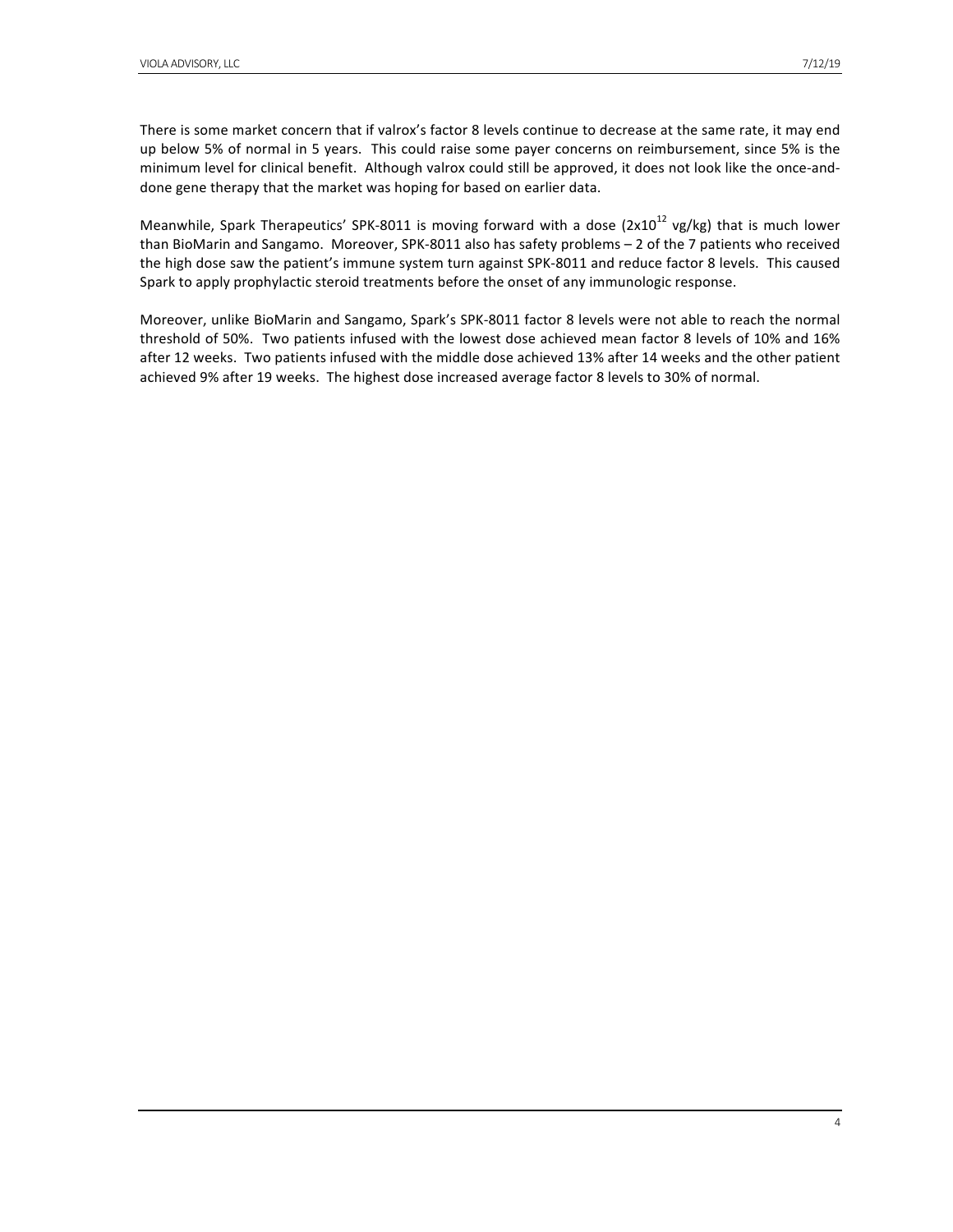There is some market concern that if valrox's factor 8 levels continue to decrease at the same rate, it may end up below 5% of normal in 5 years. This could raise some payer concerns on reimbursement, since 5% is the minimum level for clinical benefit. Although valrox could still be approved, it does not look like the once-and-done gene therapy that the market was hoping for based on earlier data.

Meanwhile, Spark Therapeutics' SPK-8011 is moving forward with a dose ($2x10^{12}$ vg/kg) that is much lower than BioMarin and Sangamo. Moreover, SPK-8011 also has safety problems – 2 of the 7 patients who received the high dose saw the patient's immune system turn against SPK-8011 and reduce factor 8 levels. This caused Spark to apply prophylactic steroid treatments before the onset of any immunologic response.

Moreover, unlike BioMarin and Sangamo, Spark's SPK-8011 factor 8 levels were not able to reach the normal threshold of 50%. Two patients infused with the lowest dose achieved mean factor 8 levels of 10% and 16% after 12 weeks. Two patients infused with the middle dose achieved 13% after 14 weeks and the other patient achieved 9% after 19 weeks. The highest dose increased average factor 8 levels to 30% of normal.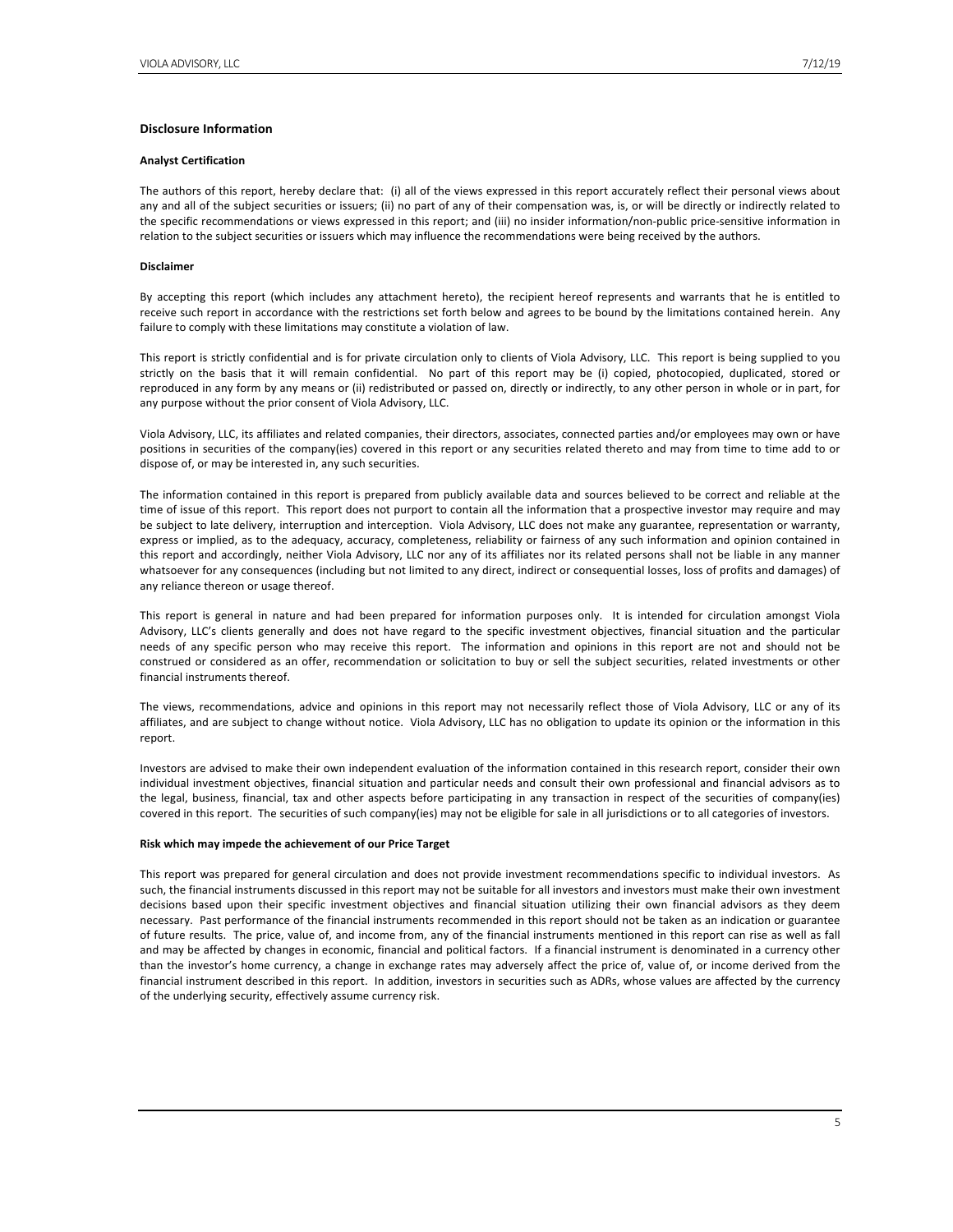## Disclosure Information

### Analyst Certification

The authors of this report, hereby declare that: (i) all of the views expressed in this report accurately reflect their personal views about any and all of the subject securities or issuers; (ii) no part of any of their compensation was, is, or will be directly or indirectly related to the specific recommendations or views expressed in this report; and (iii) no insider information/non-public price-sensitive information in relation to the subject securities or issuers which may influence the recommendations were being received by the authors.

### Disclaimer

By accepting this report (which includes any attachment hereto), the recipient hereof represents and warrants that he is entitled to receive such report in accordance with the restrictions set forth below and agrees to be bound by the limitations contained herein. Any failure to comply with these limitations may constitute a violation of law.

This report is strictly confidential and is for private circulation only to clients of Viola Advisory, LLC. This report is being supplied to you strictly on the basis that it will remain confidential. No part of this report may be (i) copied, photocopied, duplicated, stored or reproduced in any form by any means or (ii) redistributed or passed on, directly or indirectly, to any other person in whole or in part, for any purpose without the prior consent of Viola Advisory, LLC.

Viola Advisory, LLC, its affiliates and related companies, their directors, associates, connected parties and/or employees may own or have positions in securities of the company(ies) covered in this report or any securities related thereto and may from time to time add to or dispose of, or may be interested in, any such securities.

The information contained in this report is prepared from publicly available data and sources believed to be correct and reliable at the time of issue of this report. This report does not purport to contain all the information that a prospective investor may require and may be subject to late delivery, interruption and interception. Viola Advisory, LLC does not make any guarantee, representation or warranty, express or implied, as to the adequacy, accuracy, completeness, reliability or fairness of any such information and opinion contained in this report and accordingly, neither Viola Advisory, LLC nor any of its affiliates nor its related persons shall not be liable in any manner whatsoever for any consequences (including but not limited to any direct, indirect or consequential losses, loss of profits and damages) of any reliance thereon or usage thereof.

This report is general in nature and had been prepared for information purposes only. It is intended for circulation amongst Viola Advisory, LLC's clients generally and does not have regard to the specific investment objectives, financial situation and the particular needs of any specific person who may receive this report. The information and opinions in this report are not and should not be construed or considered as an offer, recommendation or solicitation to buy or sell the subject securities, related investments or other financial instruments thereof.

The views, recommendations, advice and opinions in this report may not necessarily reflect those of Viola Advisory, LLC or any of its affiliates, and are subject to change without notice. Viola Advisory, LLC has no obligation to update its opinion or the information in this report.

Investors are advised to make their own independent evaluation of the information contained in this research report, consider their own individual investment objectives, financial situation and particular needs and consult their own professional and financial advisors as to the legal, business, financial, tax and other aspects before participating in any transaction in respect of the securities of company(ies) covered in this report. The securities of such company(ies) may not be eligible for sale in all jurisdictions or to all categories of investors.

### Risk which may impede the achievement of our Price Target

This report was prepared for general circulation and does not provide investment recommendations specific to individual investors. As such, the financial instruments discussed in this report may not be suitable for all investors and investors must make their own investment decisions based upon their specific investment objectives and financial situation utilizing their own financial advisors as they deem necessary. Past performance of the financial instruments recommended in this report should not be taken as an indication or guarantee of future results. The price, value of, and income from, any of the financial instruments mentioned in this report can rise as well as fall and may be affected by changes in economic, financial and political factors. If a financial instrument is denominated in a currency other than the investor's home currency, a change in exchange rates may adversely affect the price of, value of, or income derived from the financial instrument described in this report. In addition, investors in securities such as ADRs, whose values are affected by the currency of the underlying security, effectively assume currency risk.